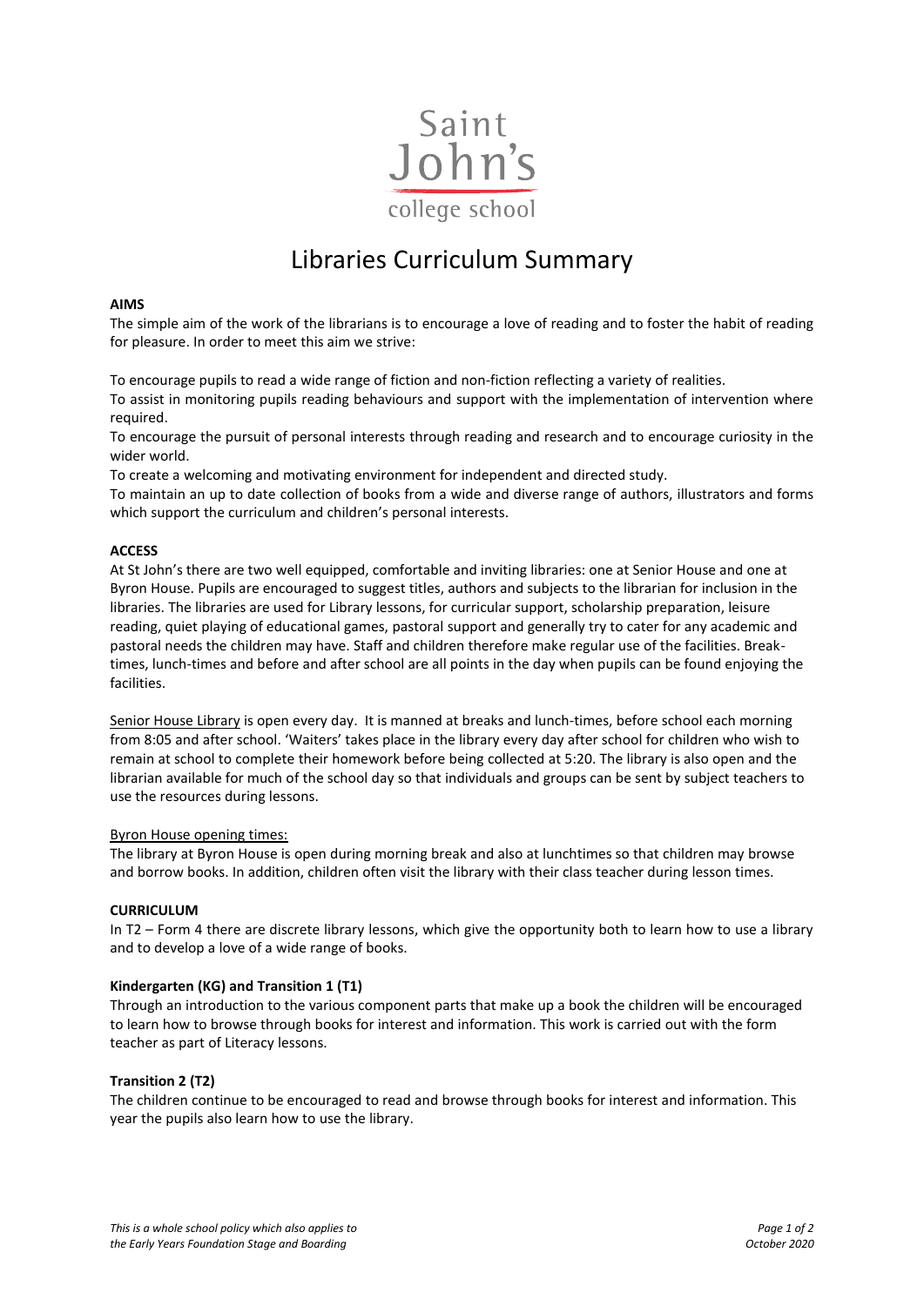Saint John's college school

# Libraries Curriculum Summary

**AIMS**

The simple aim of the work of the librarians is to encourage a love of reading and to foster the habit of reading for pleasure. In order to meet this aim we strive:

To encourage pupils to read a wide range of fiction and non-fiction reflecting a variety of realities.

To assist in monitoring pupils reading behaviours and support with the implementation of intervention where required.

To encourage the pursuit of personal interests through reading and research and to encourage curiosity in the wider world.

To create a welcoming and motivating environment for independent and directed study.

To maintain an up to date collection of books from a wide and diverse range of authors, illustrators and forms which support the curriculum and children's personal interests.

**ACCESS**

At St John's there are two well equipped, comfortable and inviting libraries: one at Senior House and one at Byron House. Pupils are encouraged to suggest titles, authors and subjects to the librarian for inclusion in the libraries. The libraries are used for Library lessons, for curricular support, scholarship preparation, leisure reading, quiet playing of educational games, pastoral support and generally try to cater for any academic and pastoral needs the children may have. Staff and children therefore make regular use of the facilities. Break-times, lunch-times and before and after school are all points in the day when pupils can be found enjoying the facilities.

Senior House Library is open every day. It is manned at breaks and lunch-times, before school each morning from 8:05 and after school. 'Waiters' takes place in the library every day after school for children who wish to remain at school to complete their homework before being collected at 5:20. The library is also open and the librarian available for much of the school day so that individuals and groups can be sent by subject teachers to use the resources during lessons.

Byron House opening times:

The library at Byron House is open during morning break and also at lunchtimes so that children may browse and borrow books. In addition, children often visit the library with their class teacher during lesson times.

**CURRICULUM**

In T2 – Form 4 there are discrete library lessons, which give the opportunity both to learn how to use a library and to develop a love of a wide range of books.

**Kindergarten (KG) and Transition 1 (T1)**

Through an introduction to the various component parts that make up a book the children will be encouraged to learn how to browse through books for interest and information. This work is carried out with the form teacher as part of Literacy lessons.

**Transition 2 (T2)**

The children continue to be encouraged to read and browse through books for interest and information. This year the pupils also learn how to use the library.

*This is a whole school policy which also applies to the Early Years Foundation Stage and Boarding*

*October 2020*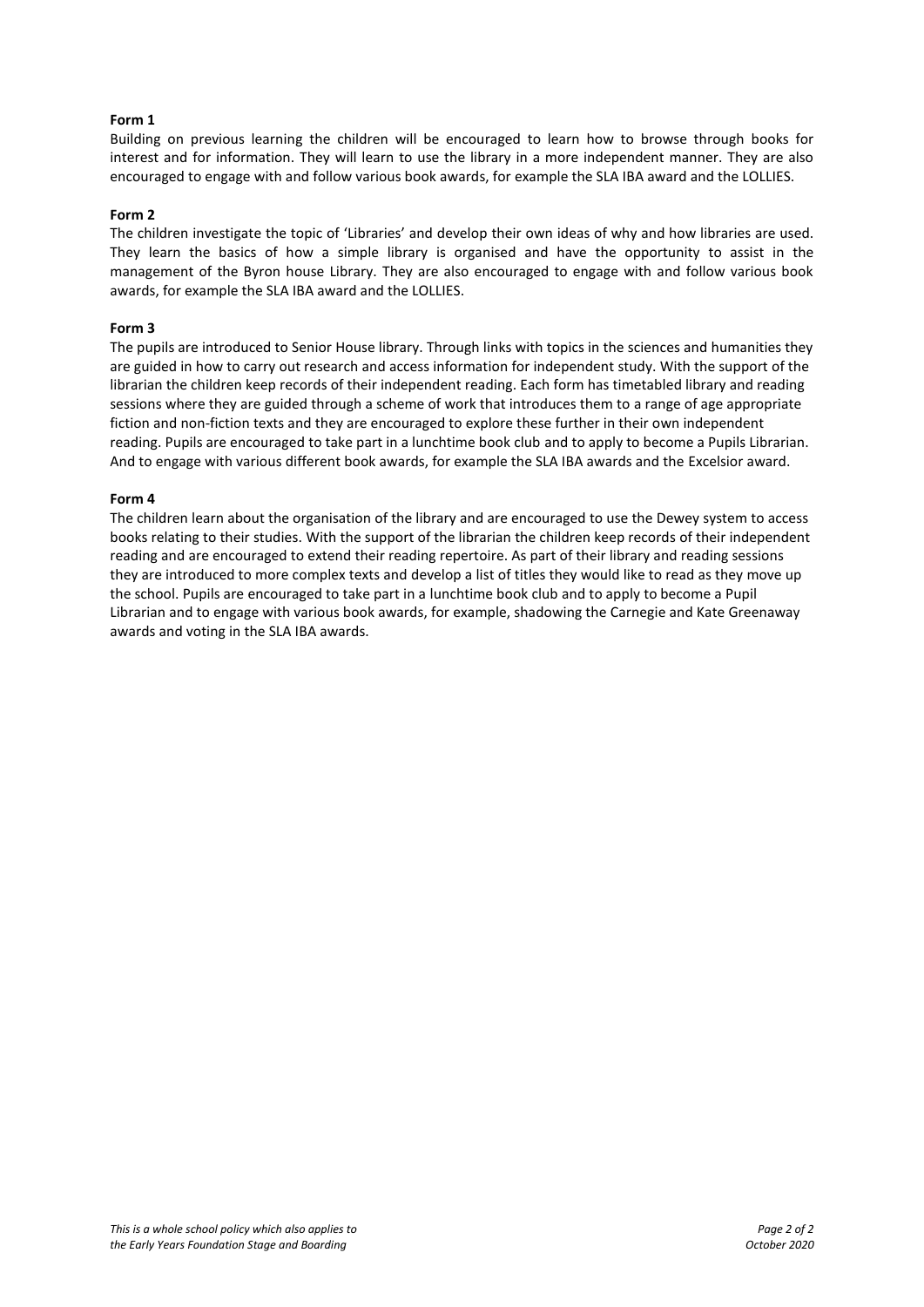**Form 1**

Building on previous learning the children will be encouraged to learn how to browse through books for interest and for information. They will learn to use the library in a more independent manner. They are also encouraged to engage with and follow various book awards, for example the SLA IBA award and the LOLLIES.

**Form 2**

The children investigate the topic of 'Libraries' and develop their own ideas of why and how libraries are used. They learn the basics of how a simple library is organised and have the opportunity to assist in the management of the Byron house Library. They are also encouraged to engage with and follow various book awards, for example the SLA IBA award and the LOLLIES.

**Form 3**

The pupils are introduced to Senior House library. Through links with topics in the sciences and humanities they are guided in how to carry out research and access information for independent study. With the support of the librarian the children keep records of their independent reading. Each form has timetabled library and reading sessions where they are guided through a scheme of work that introduces them to a range of age appropriate fiction and non-fiction texts and they are encouraged to explore these further in their own independent reading. Pupils are encouraged to take part in a lunchtime book club and to apply to become a Pupils Librarian. And to engage with various different book awards, for example the SLA IBA awards and the Excelsior award.

**Form 4**

The children learn about the organisation of the library and are encouraged to use the Dewey system to access books relating to their studies. With the support of the librarian the children keep records of their independent reading and are encouraged to extend their reading repertoire. As part of their library and reading sessions they are introduced to more complex texts and develop a list of titles they would like to read as they move up the school. Pupils are encouraged to take part in a lunchtime book club and to apply to become a Pupil Librarian and to engage with various book awards, for example, shadowing the Carnegie and Kate Greenaway awards and voting in the SLA IBA awards.